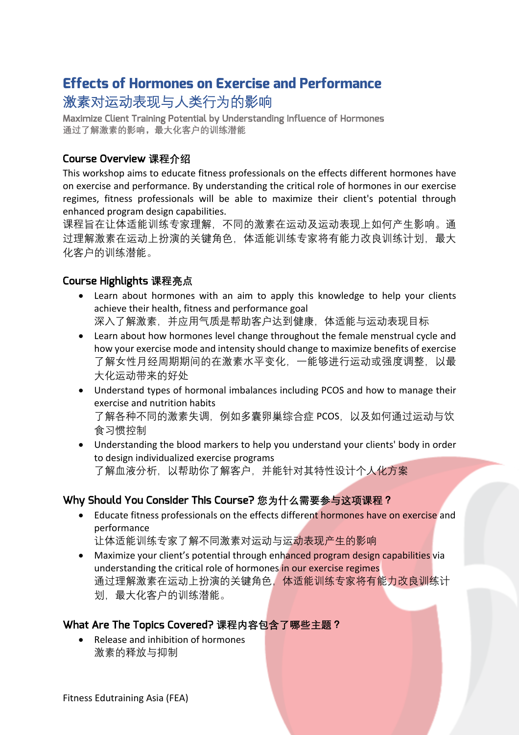# Effects of Hormones on Exercise and Performance
# 激素对运动表现与人类行为的影响

**Maximize Client Training Potential by Understanding Influence of Hormones**
**通过了解激素的影响，最大化客户的训练潜能**

## Course Overview 课程介绍

This workshop aims to educate fitness professionals on the effects different hormones have on exercise and performance. By understanding the critical role of hormones in our exercise regimes, fitness professionals will be able to maximize their client's potential through enhanced program design capabilities.
课程旨在让体适能训练专家理解，不同的激素在运动及运动表现上如何产生影响。通过理解激素在运动上扮演的关键角色，体适能训练专家将有能力改良训练计划，最大化客户的训练潜能。

## Course Highlights 课程亮点

- Learn about hormones with an aim to apply this knowledge to help your clients achieve their health, fitness and performance goal
  深入了解激素，并应用气质是帮助客户达到健康，体适能与运动表现目标
- Learn about how hormones level change throughout the female menstrual cycle and how your exercise mode and intensity should change to maximize benefits of exercise
  了解女性月经周期期间的在激素水平变化，一能够进行运动或强度调整，以最大化运动带来的好处
- Understand types of hormonal imbalances including PCOS and how to manage their exercise and nutrition habits
  了解各种不同的激素失调，例如多囊卵巢综合症 PCOS，以及如何通过运动与饮食习惯控制
- Understanding the blood markers to help you understand your clients' body in order to design individualized exercise programs
  了解血液分析，以帮助你了解客户，并能针对其特性设计个人化方案

## Why Should You Consider This Course? 您为什么需要参与这项课程？

- Educate fitness professionals on the effects different hormones have on exercise and performance
  让体适能训练专家了解不同激素对运动与运动表现产生的影响
- Maximize your client's potential through enhanced program design capabilities via understanding the critical role of hormones in our exercise regimes
  通过理解激素在运动上扮演的关键角色，体适能训练专家将有能力改良训练计划，最大化客户的训练潜能。

## What Are The Topics Covered? 课程内容包含了哪些主题？

- Release and inhibition of hormones
  激素的释放与抑制

Fitness Edutraining Asia (FEA)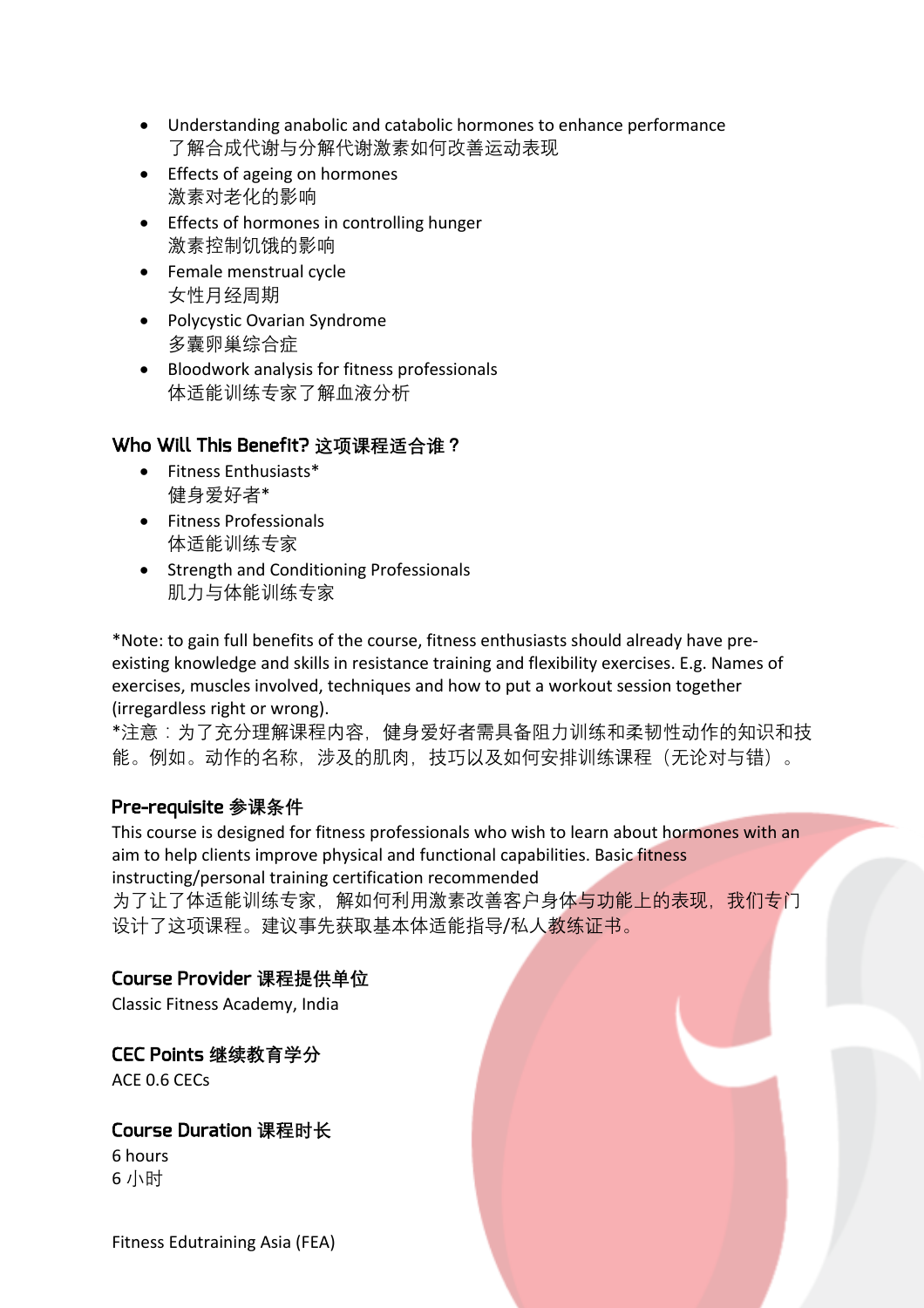- Understanding anabolic and catabolic hormones to enhance performance
  了解合成代谢与分解代谢激素如何改善运动表现
- Effects of ageing on hormones
  激素对老化的影响
- Effects of hormones in controlling hunger
  激素控制饥饿的影响
- Female menstrual cycle
  女性月经周期
- Polycystic Ovarian Syndrome
  多囊卵巢综合症
- Bloodwork analysis for fitness professionals
  体适能训练专家了解血液分析

## Who Will This Benefit? 这项课程适合谁？

- Fitness Enthusiasts*
  健身爱好者*
- Fitness Professionals
  体适能训练专家
- Strength and Conditioning Professionals
  肌力与体能训练专家

*Note: to gain full benefits of the course, fitness enthusiasts should already have pre-existing knowledge and skills in resistance training and flexibility exercises. E.g. Names of exercises, muscles involved, techniques and how to put a workout session together (irregardless right or wrong).
*注意：为了充分理解课程内容，健身爱好者需具备阻力训练和柔韧性动作的知识和技能。例如。动作的名称，涉及的肌肉，技巧以及如何安排训练课程（无论对与错）。

## Pre-requisite 参课条件

This course is designed for fitness professionals who wish to learn about hormones with an aim to help clients improve physical and functional capabilities. Basic fitness instructing/personal training certification recommended
为了让了体适能训练专家，解如何利用激素改善客户身体与功能上的表现，我们专门设计了这项课程。建议事先获取基本体适能指导/私人教练证书。

## Course Provider 课程提供单位

Classic Fitness Academy, India

## CEC Points 继续教育学分

ACE 0.6 CECs

## Course Duration 课程时长

6 hours
6 小时

Fitness Edutraining Asia (FEA)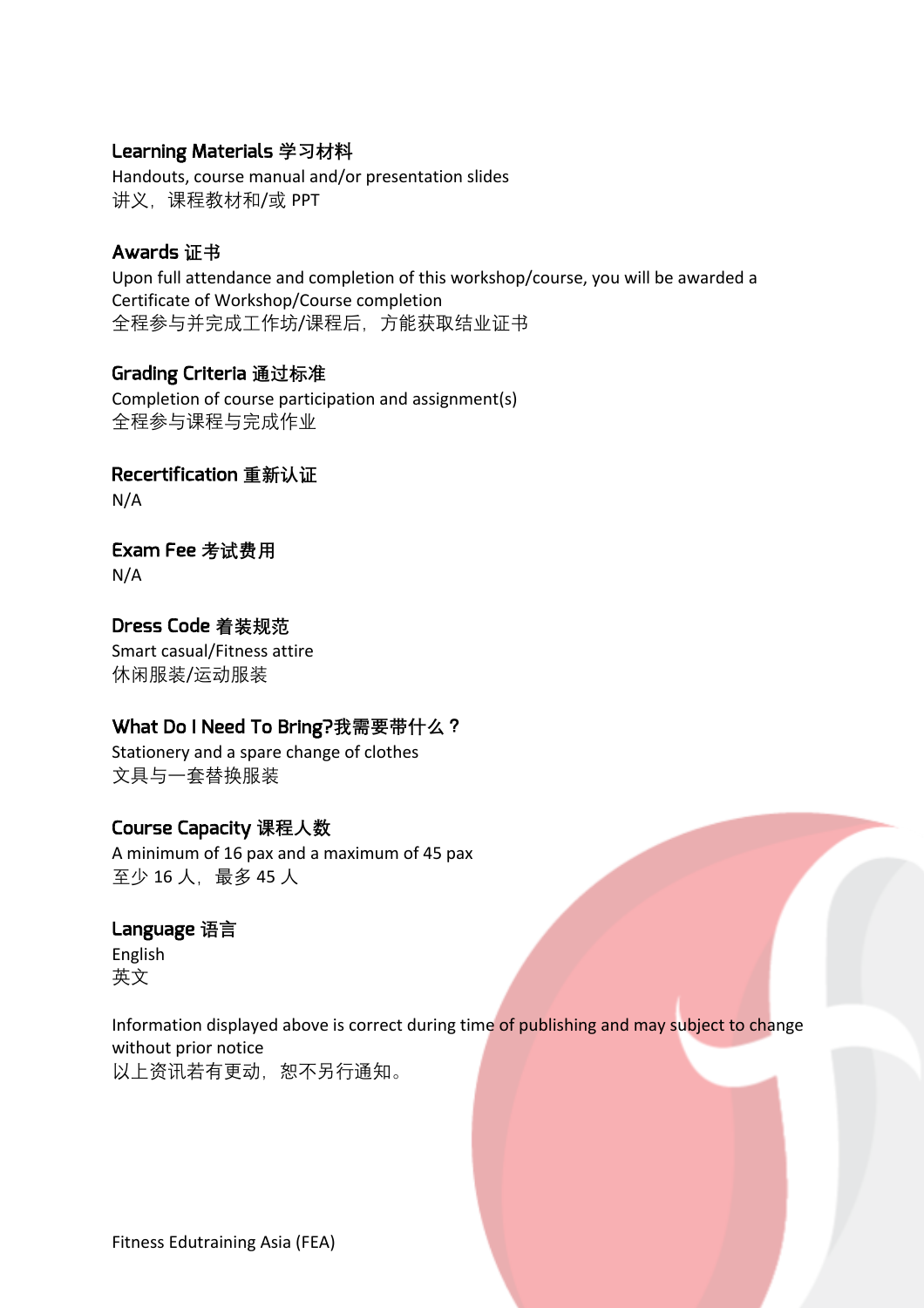### Learning Materials 学习材料

Handouts, course manual and/or presentation slides
讲义，课程教材和/或 PPT

### Awards 证书

Upon full attendance and completion of this workshop/course, you will be awarded a Certificate of Workshop/Course completion
全程参与并完成工作坊/课程后，方能获取结业证书

### Grading Criteria 通过标准

Completion of course participation and assignment(s)
全程参与课程与完成作业

### Recertification 重新认证

N/A

### Exam Fee 考试费用

N/A

### Dress Code 着装规范

Smart casual/Fitness attire
休闲服装/运动服装

### What Do I Need To Bring?我需要带什么？

Stationery and a spare change of clothes
文具与一套替换服装

### Course Capacity 课程人数

A minimum of 16 pax and a maximum of 45 pax
至少 16 人，最多 45 人

### Language 语言

English
英文

Information displayed above is correct during time of publishing and may subject to change without prior notice
以上资讯若有更动，恕不另行通知。